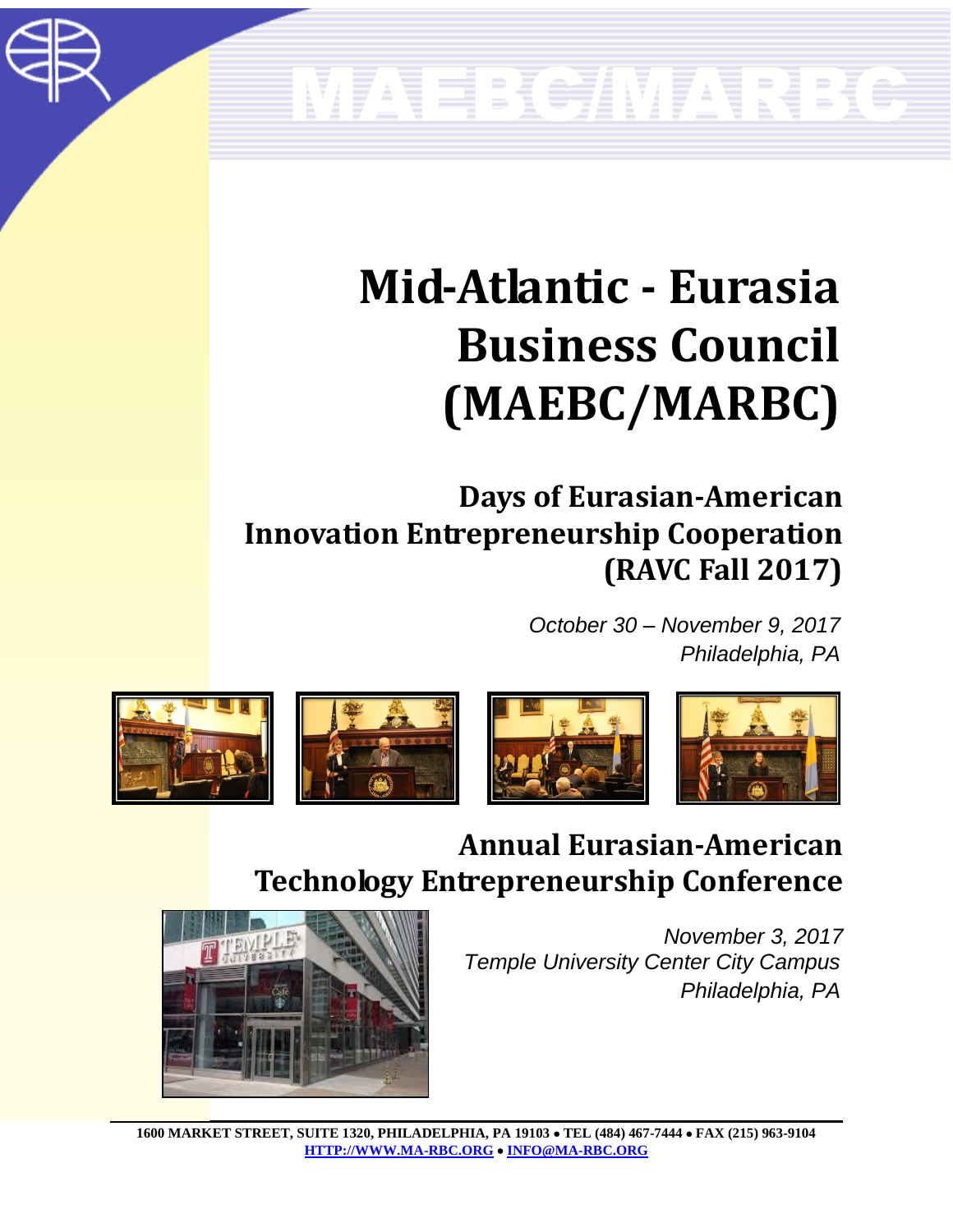# Mid-Atlantic - Eurasia Business Council (MAEBC/MARBC)

## Days of Eurasian-American Innovation Entrepreneurship Cooperation (RAVC Fall 2017)

*October 30 – November 9, 2017*
*Philadelphia, PA*

## Annual Eurasian-American Technology Entrepreneurship Conference

*November 3, 2017*
*Temple University Center City Campus*
*Philadelphia, PA*

1600 MARKET STREET, SUITE 1320, PHILADELPHIA, PA 19103 • TEL (484) 467-7444 • FAX (215) 963-9104
HTTP://WWW.MA-RBC.ORG • INFO@MA-RBC.ORG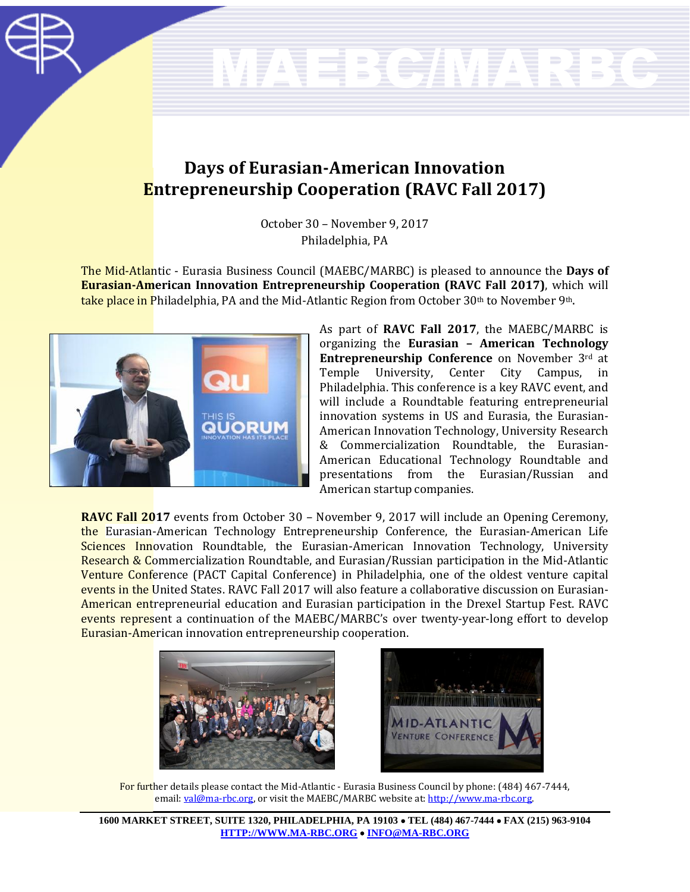# Days of Eurasian-American Innovation Entrepreneurship Cooperation (RAVC Fall 2017)

October 30 – November 9, 2017
Philadelphia, PA

The Mid-Atlantic - Eurasia Business Council (MAEBC/MARBC) is pleased to announce the **Days of Eurasian-American Innovation Entrepreneurship Cooperation (RAVC Fall 2017)**, which will take place in Philadelphia, PA and the Mid-Atlantic Region from October 30th to November 9th.

As part of **RAVC Fall 2017**, the MAEBC/MARBC is organizing the **Eurasian – American Technology Entrepreneurship Conference** on November 3rd at Temple University, Center City Campus, in Philadelphia. This conference is a key RAVC event, and will include a Roundtable featuring entrepreneurial innovation systems in US and Eurasia, the Eurasian-American Innovation Technology, University Research & Commercialization Roundtable, the Eurasian-American Educational Technology Roundtable and presentations from the Eurasian/Russian and American startup companies.

**RAVC Fall 2017** events from October 30 – November 9, 2017 will include an Opening Ceremony, the Eurasian-American Technology Entrepreneurship Conference, the Eurasian-American Life Sciences Innovation Roundtable, the Eurasian-American Innovation Technology, University Research & Commercialization Roundtable, and Eurasian/Russian participation in the Mid-Atlantic Venture Conference (PACT Capital Conference) in Philadelphia, one of the oldest venture capital events in the United States. RAVC Fall 2017 will also feature a collaborative discussion on Eurasian-American entrepreneurial education and Eurasian participation in the Drexel Startup Fest. RAVC events represent a continuation of the MAEBC/MARBC's over twenty-year-long effort to develop Eurasian-American innovation entrepreneurship cooperation.

For further details please contact the Mid-Atlantic - Eurasia Business Council by phone: (484) 467-7444, email: val@ma-rbc.org, or visit the MAEBC/MARBC website at: http://www.ma-rbc.org.

1600 MARKET STREET, SUITE 1320, PHILADELPHIA, PA 19103 • TEL (484) 467-7444 • FAX (215) 963-9104
HTTP://WWW.MA-RBC.ORG • INFO@MA-RBC.ORG